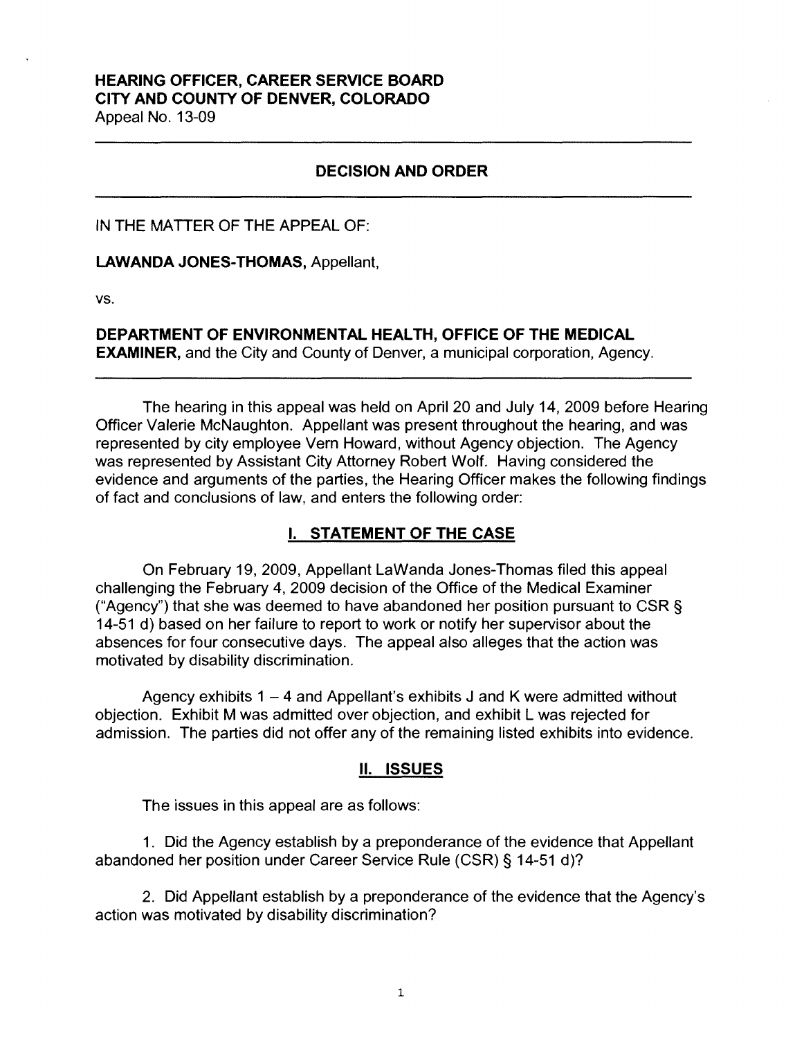**HEARING OFFICER, CAREER SERVICE BOARD**
**CITY AND COUNTY OF DENVER, COLORADO**
Appeal No. 13-09

---

## DECISION AND ORDER

---

IN THE MATTER OF THE APPEAL OF:

**LAWANDA JONES-THOMAS,** Appellant,

vs.

**DEPARTMENT OF ENVIRONMENTAL HEALTH, OFFICE OF THE MEDICAL EXAMINER,** and the City and County of Denver, a municipal corporation, Agency.

---

The hearing in this appeal was held on April 20 and July 14, 2009 before Hearing Officer Valerie McNaughton. Appellant was present throughout the hearing, and was represented by city employee Vern Howard, without Agency objection. The Agency was represented by Assistant City Attorney Robert Wolf. Having considered the evidence and arguments of the parties, the Hearing Officer makes the following findings of fact and conclusions of law, and enters the following order:

## I. STATEMENT OF THE CASE

On February 19, 2009, Appellant LaWanda Jones-Thomas filed this appeal challenging the February 4, 2009 decision of the Office of the Medical Examiner ("Agency") that she was deemed to have abandoned her position pursuant to CSR § 14-51 d) based on her failure to report to work or notify her supervisor about the absences for four consecutive days. The appeal also alleges that the action was motivated by disability discrimination.

Agency exhibits 1 – 4 and Appellant's exhibits J and K were admitted without objection. Exhibit M was admitted over objection, and exhibit L was rejected for admission. The parties did not offer any of the remaining listed exhibits into evidence.

## II. ISSUES

The issues in this appeal are as follows:

1. Did the Agency establish by a preponderance of the evidence that Appellant abandoned her position under Career Service Rule (CSR) § 14-51 d)?

2. Did Appellant establish by a preponderance of the evidence that the Agency's action was motivated by disability discrimination?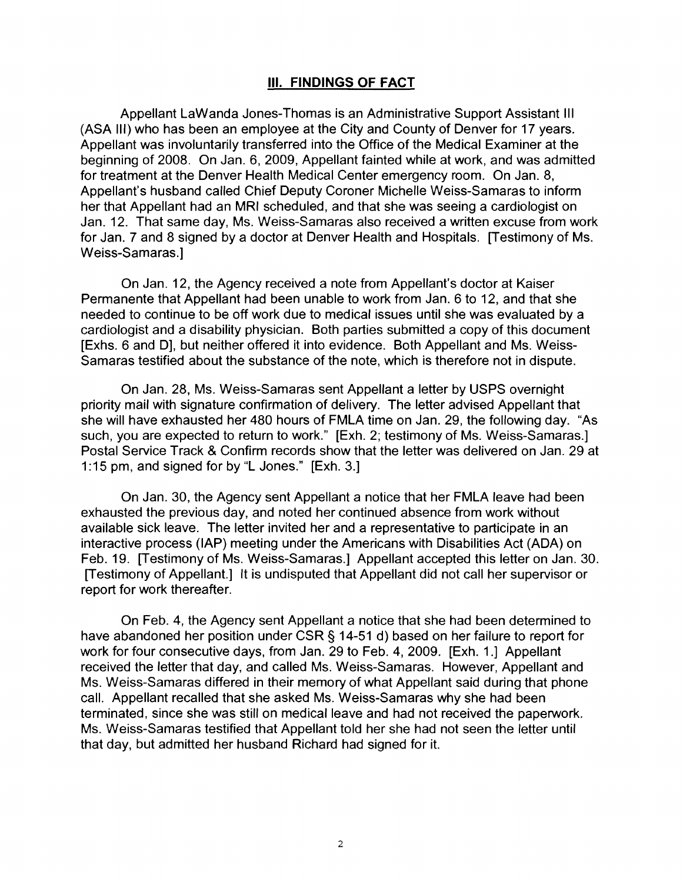## III. FINDINGS OF FACT

Appellant LaWanda Jones-Thomas is an Administrative Support Assistant III (ASA III) who has been an employee at the City and County of Denver for 17 years. Appellant was involuntarily transferred into the Office of the Medical Examiner at the beginning of 2008. On Jan. 6, 2009, Appellant fainted while at work, and was admitted for treatment at the Denver Health Medical Center emergency room. On Jan. 8, Appellant's husband called Chief Deputy Coroner Michelle Weiss-Samaras to inform her that Appellant had an MRI scheduled, and that she was seeing a cardiologist on Jan. 12. That same day, Ms. Weiss-Samaras also received a written excuse from work for Jan. 7 and 8 signed by a doctor at Denver Health and Hospitals. [Testimony of Ms. Weiss-Samaras.]

On Jan. 12, the Agency received a note from Appellant's doctor at Kaiser Permanente that Appellant had been unable to work from Jan. 6 to 12, and that she needed to continue to be off work due to medical issues until she was evaluated by a cardiologist and a disability physician. Both parties submitted a copy of this document [Exhs. 6 and D], but neither offered it into evidence. Both Appellant and Ms. Weiss-Samaras testified about the substance of the note, which is therefore not in dispute.

On Jan. 28, Ms. Weiss-Samaras sent Appellant a letter by USPS overnight priority mail with signature confirmation of delivery. The letter advised Appellant that she will have exhausted her 480 hours of FMLA time on Jan. 29, the following day. "As such, you are expected to return to work." [Exh. 2; testimony of Ms. Weiss-Samaras.] Postal Service Track & Confirm records show that the letter was delivered on Jan. 29 at 1:15 pm, and signed for by "L Jones." [Exh. 3.]

On Jan. 30, the Agency sent Appellant a notice that her FMLA leave had been exhausted the previous day, and noted her continued absence from work without available sick leave. The letter invited her and a representative to participate in an interactive process (IAP) meeting under the Americans with Disabilities Act (ADA) on Feb. 19. [Testimony of Ms. Weiss-Samaras.] Appellant accepted this letter on Jan. 30. [Testimony of Appellant.] It is undisputed that Appellant did not call her supervisor or report for work thereafter.

On Feb. 4, the Agency sent Appellant a notice that she had been determined to have abandoned her position under CSR § 14-51 d) based on her failure to report for work for four consecutive days, from Jan. 29 to Feb. 4, 2009. [Exh. 1.] Appellant received the letter that day, and called Ms. Weiss-Samaras. However, Appellant and Ms. Weiss-Samaras differed in their memory of what Appellant said during that phone call. Appellant recalled that she asked Ms. Weiss-Samaras why she had been terminated, since she was still on medical leave and had not received the paperwork. Ms. Weiss-Samaras testified that Appellant told her she had not seen the letter until that day, but admitted her husband Richard had signed for it.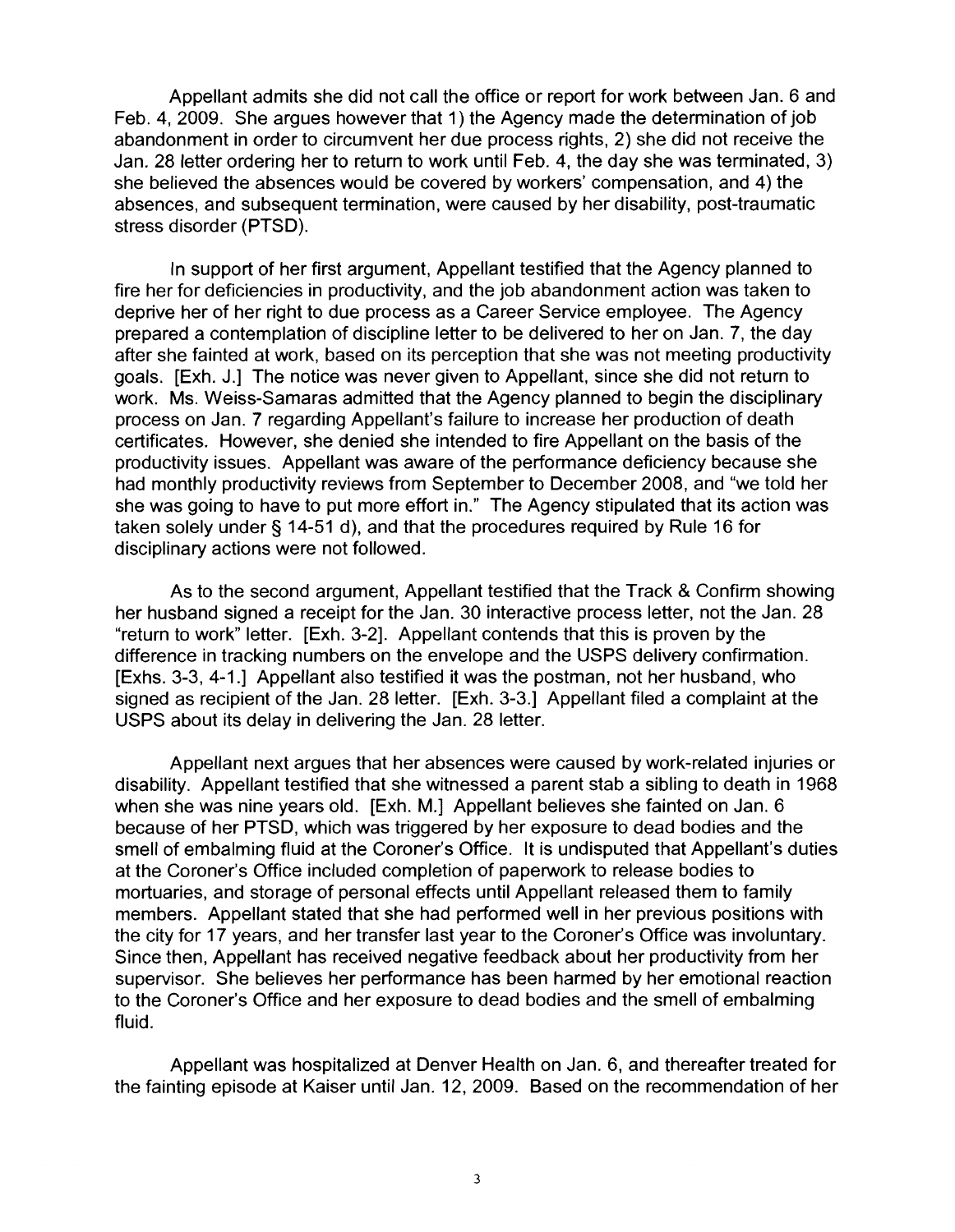Appellant admits she did not call the office or report for work between Jan. 6 and Feb. 4, 2009. She argues however that 1) the Agency made the determination of job abandonment in order to circumvent her due process rights, 2) she did not receive the Jan. 28 letter ordering her to return to work until Feb. 4, the day she was terminated, 3) she believed the absences would be covered by workers' compensation, and 4) the absences, and subsequent termination, were caused by her disability, post-traumatic stress disorder (PTSD).

In support of her first argument, Appellant testified that the Agency planned to fire her for deficiencies in productivity, and the job abandonment action was taken to deprive her of her right to due process as a Career Service employee. The Agency prepared a contemplation of discipline letter to be delivered to her on Jan. 7, the day after she fainted at work, based on its perception that she was not meeting productivity goals. [Exh. J.] The notice was never given to Appellant, since she did not return to work. Ms. Weiss-Samaras admitted that the Agency planned to begin the disciplinary process on Jan. 7 regarding Appellant's failure to increase her production of death certificates. However, she denied she intended to fire Appellant on the basis of the productivity issues. Appellant was aware of the performance deficiency because she had monthly productivity reviews from September to December 2008, and "we told her she was going to have to put more effort in." The Agency stipulated that its action was taken solely under § 14-51 d), and that the procedures required by Rule 16 for disciplinary actions were not followed.

As to the second argument, Appellant testified that the Track & Confirm showing her husband signed a receipt for the Jan. 30 interactive process letter, not the Jan. 28 "return to work" letter. [Exh. 3-2]. Appellant contends that this is proven by the difference in tracking numbers on the envelope and the USPS delivery confirmation. [Exhs. 3-3, 4-1.] Appellant also testified it was the postman, not her husband, who signed as recipient of the Jan. 28 letter. [Exh. 3-3.] Appellant filed a complaint at the USPS about its delay in delivering the Jan. 28 letter.

Appellant next argues that her absences were caused by work-related injuries or disability. Appellant testified that she witnessed a parent stab a sibling to death in 1968 when she was nine years old. [Exh. M.] Appellant believes she fainted on Jan. 6 because of her PTSD, which was triggered by her exposure to dead bodies and the smell of embalming fluid at the Coroner's Office. It is undisputed that Appellant's duties at the Coroner's Office included completion of paperwork to release bodies to mortuaries, and storage of personal effects until Appellant released them to family members. Appellant stated that she had performed well in her previous positions with the city for 17 years, and her transfer last year to the Coroner's Office was involuntary. Since then, Appellant has received negative feedback about her productivity from her supervisor. She believes her performance has been harmed by her emotional reaction to the Coroner's Office and her exposure to dead bodies and the smell of embalming fluid.

Appellant was hospitalized at Denver Health on Jan. 6, and thereafter treated for the fainting episode at Kaiser until Jan. 12, 2009. Based on the recommendation of her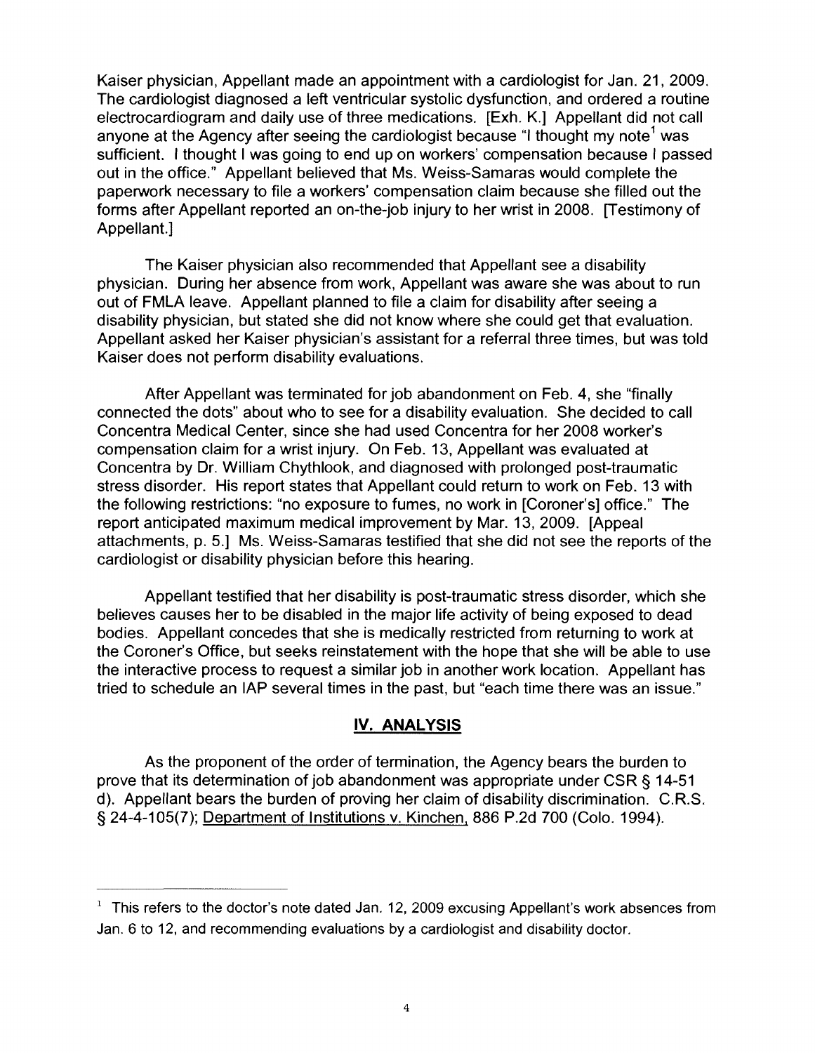Kaiser physician, Appellant made an appointment with a cardiologist for Jan. 21, 2009. The cardiologist diagnosed a left ventricular systolic dysfunction, and ordered a routine electrocardiogram and daily use of three medications. [Exh. K.] Appellant did not call anyone at the Agency after seeing the cardiologist because "I thought my note[1] was sufficient. I thought I was going to end up on workers' compensation because I passed out in the office." Appellant believed that Ms. Weiss-Samaras would complete the paperwork necessary to file a workers' compensation claim because she filled out the forms after Appellant reported an on-the-job injury to her wrist in 2008. [Testimony of Appellant.]

The Kaiser physician also recommended that Appellant see a disability physician. During her absence from work, Appellant was aware she was about to run out of FMLA leave. Appellant planned to file a claim for disability after seeing a disability physician, but stated she did not know where she could get that evaluation. Appellant asked her Kaiser physician's assistant for a referral three times, but was told Kaiser does not perform disability evaluations.

After Appellant was terminated for job abandonment on Feb. 4, she "finally connected the dots" about who to see for a disability evaluation. She decided to call Concentra Medical Center, since she had used Concentra for her 2008 worker's compensation claim for a wrist injury. On Feb. 13, Appellant was evaluated at Concentra by Dr. William Chythlook, and diagnosed with prolonged post-traumatic stress disorder. His report states that Appellant could return to work on Feb. 13 with the following restrictions: "no exposure to fumes, no work in [Coroner's] office." The report anticipated maximum medical improvement by Mar. 13, 2009. [Appeal attachments, p. 5.] Ms. Weiss-Samaras testified that she did not see the reports of the cardiologist or disability physician before this hearing.

Appellant testified that her disability is post-traumatic stress disorder, which she believes causes her to be disabled in the major life activity of being exposed to dead bodies. Appellant concedes that she is medically restricted from returning to work at the Coroner's Office, but seeks reinstatement with the hope that she will be able to use the interactive process to request a similar job in another work location. Appellant has tried to schedule an IAP several times in the past, but "each time there was an issue."

## IV. ANALYSIS

As the proponent of the order of termination, the Agency bears the burden to prove that its determination of job abandonment was appropriate under CSR § 14-51 d). Appellant bears the burden of proving her claim of disability discrimination. C.R.S. § 24-4-105(7); Department of Institutions v. Kinchen, 886 P.2d 700 (Colo. 1994).

---

[1] This refers to the doctor's note dated Jan. 12, 2009 excusing Appellant's work absences from Jan. 6 to 12, and recommending evaluations by a cardiologist and disability doctor.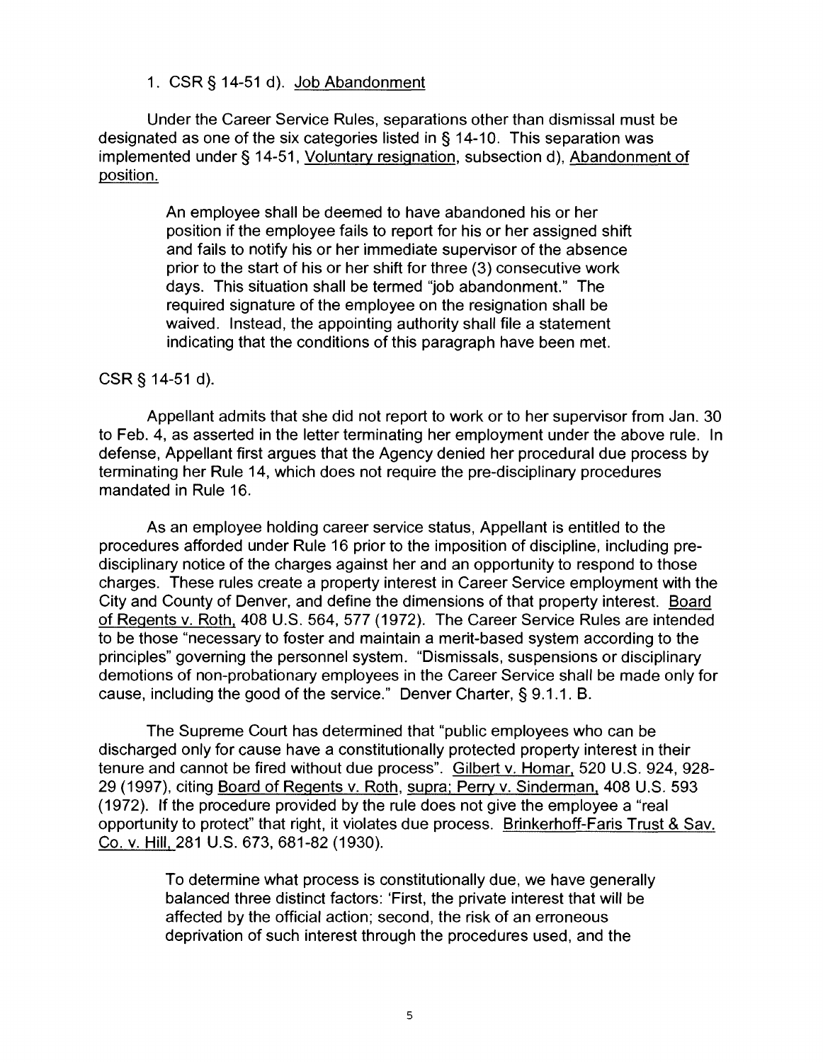1. CSR § 14-51 d). Job Abandonment

Under the Career Service Rules, separations other than dismissal must be designated as one of the six categories listed in § 14-10. This separation was implemented under § 14-51, Voluntary resignation, subsection d), Abandonment of position.

> An employee shall be deemed to have abandoned his or her position if the employee fails to report for his or her assigned shift and fails to notify his or her immediate supervisor of the absence prior to the start of his or her shift for three (3) consecutive work days. This situation shall be termed "job abandonment." The required signature of the employee on the resignation shall be waived. Instead, the appointing authority shall file a statement indicating that the conditions of this paragraph have been met.

CSR § 14-51 d).

Appellant admits that she did not report to work or to her supervisor from Jan. 30 to Feb. 4, as asserted in the letter terminating her employment under the above rule. In defense, Appellant first argues that the Agency denied her procedural due process by terminating her Rule 14, which does not require the pre-disciplinary procedures mandated in Rule 16.

As an employee holding career service status, Appellant is entitled to the procedures afforded under Rule 16 prior to the imposition of discipline, including pre-disciplinary notice of the charges against her and an opportunity to respond to those charges. These rules create a property interest in Career Service employment with the City and County of Denver, and define the dimensions of that property interest. Board of Regents v. Roth, 408 U.S. 564, 577 (1972). The Career Service Rules are intended to be those "necessary to foster and maintain a merit-based system according to the principles" governing the personnel system. "Dismissals, suspensions or disciplinary demotions of non-probationary employees in the Career Service shall be made only for cause, including the good of the service." Denver Charter, § 9.1.1. B.

The Supreme Court has determined that "public employees who can be discharged only for cause have a constitutionally protected property interest in their tenure and cannot be fired without due process". Gilbert v. Homar, 520 U.S. 924, 928-29 (1997), citing Board of Regents v. Roth, supra; Perry v. Sinderman, 408 U.S. 593 (1972). If the procedure provided by the rule does not give the employee a "real opportunity to protect" that right, it violates due process. Brinkerhoff-Faris Trust & Sav. Co. v. Hill, 281 U.S. 673, 681-82 (1930).

> To determine what process is constitutionally due, we have generally balanced three distinct factors: 'First, the private interest that will be affected by the official action; second, the risk of an erroneous deprivation of such interest through the procedures used, and the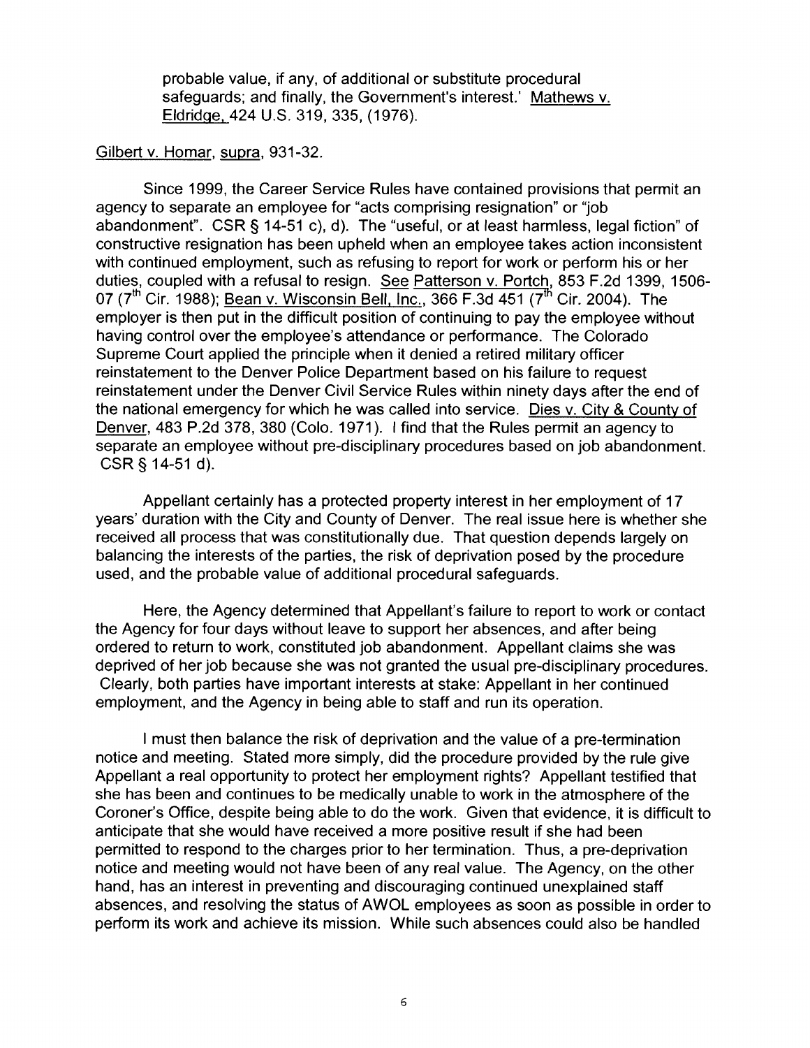probable value, if any, of additional or substitute procedural safeguards; and finally, the Government's interest.' Mathews v. Eldridge, 424 U.S. 319, 335, (1976).

Gilbert v. Homar, supra, 931-32.

Since 1999, the Career Service Rules have contained provisions that permit an agency to separate an employee for "acts comprising resignation" or "job abandonment". CSR § 14-51 c), d). The "useful, or at least harmless, legal fiction" of constructive resignation has been upheld when an employee takes action inconsistent with continued employment, such as refusing to report for work or perform his or her duties, coupled with a refusal to resign. See Patterson v. Portch, 853 F.2d 1399, 1506-07 (7th Cir. 1988); Bean v. Wisconsin Bell, Inc., 366 F.3d 451 (7th Cir. 2004). The employer is then put in the difficult position of continuing to pay the employee without having control over the employee's attendance or performance. The Colorado Supreme Court applied the principle when it denied a retired military officer reinstatement to the Denver Police Department based on his failure to request reinstatement under the Denver Civil Service Rules within ninety days after the end of the national emergency for which he was called into service. Dies v. City & County of Denver, 483 P.2d 378, 380 (Colo. 1971). I find that the Rules permit an agency to separate an employee without pre-disciplinary procedures based on job abandonment. CSR § 14-51 d).

Appellant certainly has a protected property interest in her employment of 17 years' duration with the City and County of Denver. The real issue here is whether she received all process that was constitutionally due. That question depends largely on balancing the interests of the parties, the risk of deprivation posed by the procedure used, and the probable value of additional procedural safeguards.

Here, the Agency determined that Appellant's failure to report to work or contact the Agency for four days without leave to support her absences, and after being ordered to return to work, constituted job abandonment. Appellant claims she was deprived of her job because she was not granted the usual pre-disciplinary procedures. Clearly, both parties have important interests at stake: Appellant in her continued employment, and the Agency in being able to staff and run its operation.

I must then balance the risk of deprivation and the value of a pre-termination notice and meeting. Stated more simply, did the procedure provided by the rule give Appellant a real opportunity to protect her employment rights? Appellant testified that she has been and continues to be medically unable to work in the atmosphere of the Coroner's Office, despite being able to do the work. Given that evidence, it is difficult to anticipate that she would have received a more positive result if she had been permitted to respond to the charges prior to her termination. Thus, a pre-deprivation notice and meeting would not have been of any real value. The Agency, on the other hand, has an interest in preventing and discouraging continued unexplained staff absences, and resolving the status of AWOL employees as soon as possible in order to perform its work and achieve its mission. While such absences could also be handled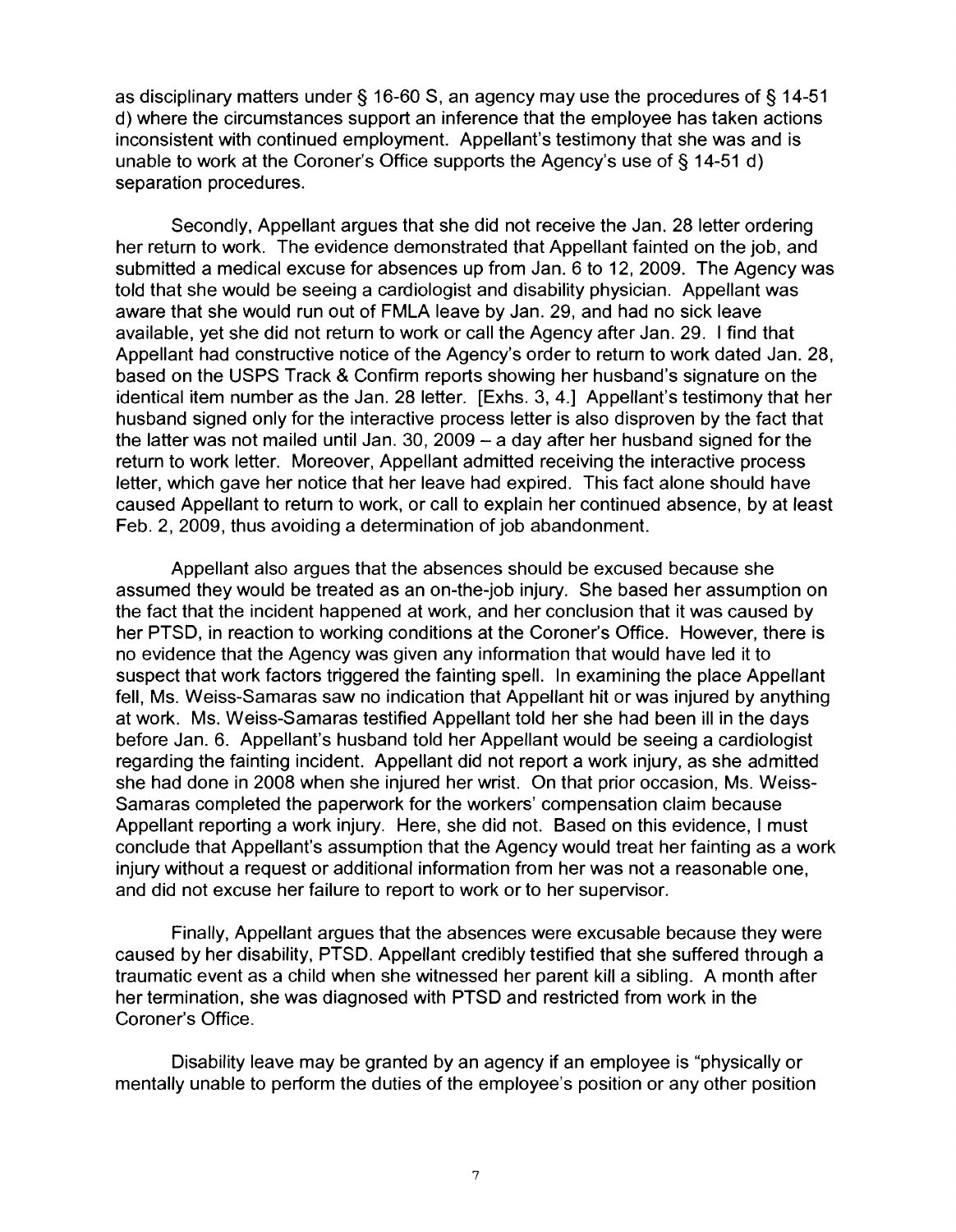as disciplinary matters under § 16-60 S, an agency may use the procedures of § 14-51 d) where the circumstances support an inference that the employee has taken actions inconsistent with continued employment. Appellant's testimony that she was and is unable to work at the Coroner's Office supports the Agency's use of § 14-51 d) separation procedures.

Secondly, Appellant argues that she did not receive the Jan. 28 letter ordering her return to work. The evidence demonstrated that Appellant fainted on the job, and submitted a medical excuse for absences up from Jan. 6 to 12, 2009. The Agency was told that she would be seeing a cardiologist and disability physician. Appellant was aware that she would run out of FMLA leave by Jan. 29, and had no sick leave available, yet she did not return to work or call the Agency after Jan. 29. I find that Appellant had constructive notice of the Agency's order to return to work dated Jan. 28, based on the USPS Track & Confirm reports showing her husband's signature on the identical item number as the Jan. 28 letter. [Exhs. 3, 4.] Appellant's testimony that her husband signed only for the interactive process letter is also disproven by the fact that the latter was not mailed until Jan. 30, 2009 – a day after her husband signed for the return to work letter. Moreover, Appellant admitted receiving the interactive process letter, which gave her notice that her leave had expired. This fact alone should have caused Appellant to return to work, or call to explain her continued absence, by at least Feb. 2, 2009, thus avoiding a determination of job abandonment.

Appellant also argues that the absences should be excused because she assumed they would be treated as an on-the-job injury. She based her assumption on the fact that the incident happened at work, and her conclusion that it was caused by her PTSD, in reaction to working conditions at the Coroner's Office. However, there is no evidence that the Agency was given any information that would have led it to suspect that work factors triggered the fainting spell. In examining the place Appellant fell, Ms. Weiss-Samaras saw no indication that Appellant hit or was injured by anything at work. Ms. Weiss-Samaras testified Appellant told her she had been ill in the days before Jan. 6. Appellant's husband told her Appellant would be seeing a cardiologist regarding the fainting incident. Appellant did not report a work injury, as she admitted she had done in 2008 when she injured her wrist. On that prior occasion, Ms. Weiss-Samaras completed the paperwork for the workers' compensation claim because Appellant reporting a work injury. Here, she did not. Based on this evidence, I must conclude that Appellant's assumption that the Agency would treat her fainting as a work injury without a request or additional information from her was not a reasonable one, and did not excuse her failure to report to work or to her supervisor.

Finally, Appellant argues that the absences were excusable because they were caused by her disability, PTSD. Appellant credibly testified that she suffered through a traumatic event as a child when she witnessed her parent kill a sibling. A month after her termination, she was diagnosed with PTSD and restricted from work in the Coroner's Office.

Disability leave may be granted by an agency if an employee is "physically or mentally unable to perform the duties of the employee's position or any other position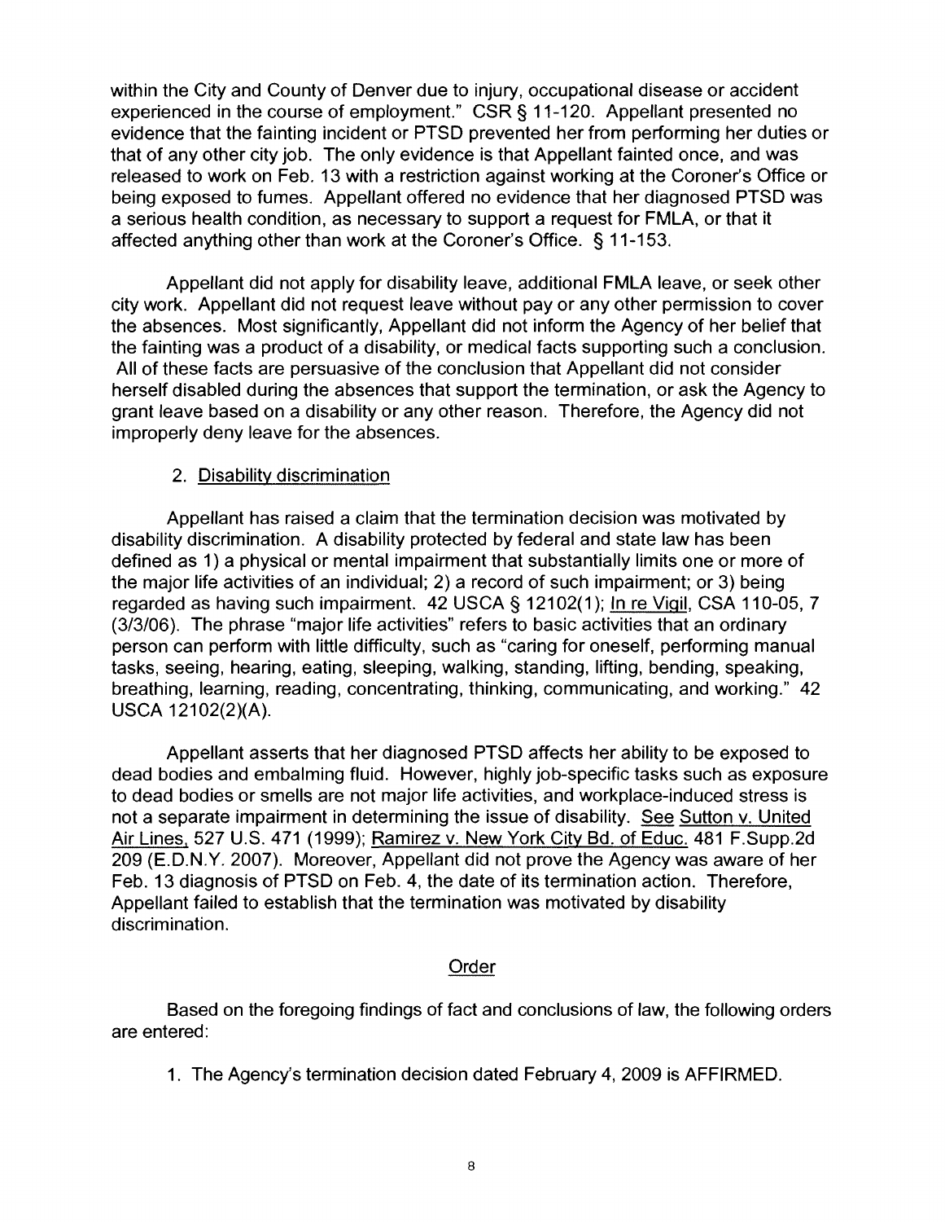within the City and County of Denver due to injury, occupational disease or accident experienced in the course of employment." CSR § 11-120. Appellant presented no evidence that the fainting incident or PTSD prevented her from performing her duties or that of any other city job. The only evidence is that Appellant fainted once, and was released to work on Feb. 13 with a restriction against working at the Coroner's Office or being exposed to fumes. Appellant offered no evidence that her diagnosed PTSD was a serious health condition, as necessary to support a request for FMLA, or that it affected anything other than work at the Coroner's Office. § 11-153.

Appellant did not apply for disability leave, additional FMLA leave, or seek other city work. Appellant did not request leave without pay or any other permission to cover the absences. Most significantly, Appellant did not inform the Agency of her belief that the fainting was a product of a disability, or medical facts supporting such a conclusion. All of these facts are persuasive of the conclusion that Appellant did not consider herself disabled during the absences that support the termination, or ask the Agency to grant leave based on a disability or any other reason. Therefore, the Agency did not improperly deny leave for the absences.

2. Disability discrimination

Appellant has raised a claim that the termination decision was motivated by disability discrimination. A disability protected by federal and state law has been defined as 1) a physical or mental impairment that substantially limits one or more of the major life activities of an individual; 2) a record of such impairment; or 3) being regarded as having such impairment. 42 USCA § 12102(1); In re Vigil, CSA 110-05, 7 (3/3/06). The phrase "major life activities" refers to basic activities that an ordinary person can perform with little difficulty, such as "caring for oneself, performing manual tasks, seeing, hearing, eating, sleeping, walking, standing, lifting, bending, speaking, breathing, learning, reading, concentrating, thinking, communicating, and working." 42 USCA 12102(2)(A).

Appellant asserts that her diagnosed PTSD affects her ability to be exposed to dead bodies and embalming fluid. However, highly job-specific tasks such as exposure to dead bodies or smells are not major life activities, and workplace-induced stress is not a separate impairment in determining the issue of disability. See Sutton v. United Air Lines, 527 U.S. 471 (1999); Ramirez v. New York City Bd. of Educ. 481 F.Supp.2d 209 (E.D.N.Y. 2007). Moreover, Appellant did not prove the Agency was aware of her Feb. 13 diagnosis of PTSD on Feb. 4, the date of its termination action. Therefore, Appellant failed to establish that the termination was motivated by disability discrimination.

## Order

Based on the foregoing findings of fact and conclusions of law, the following orders are entered:

1. The Agency's termination decision dated February 4, 2009 is AFFIRMED.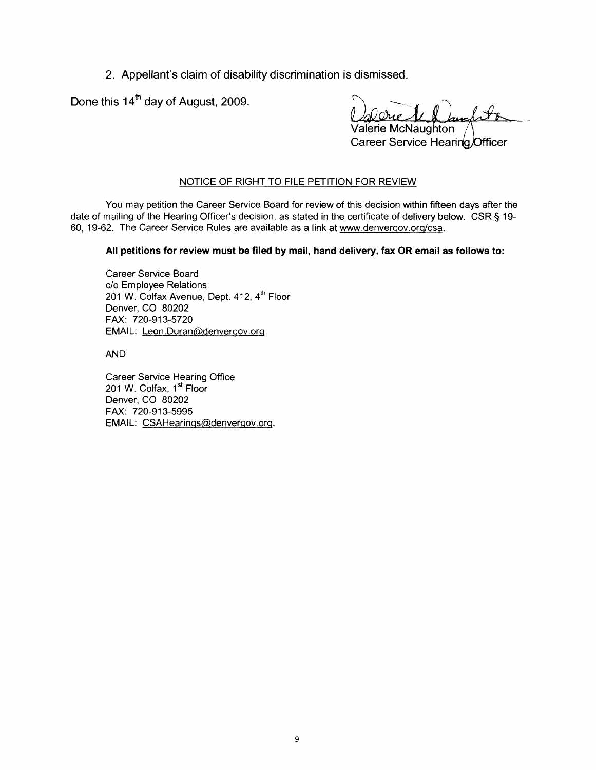2. Appellant's claim of disability discrimination is dismissed.

Done this 14th day of August, 2009.

Valerie McNaughton
Career Service Hearing Officer

NOTICE OF RIGHT TO FILE PETITION FOR REVIEW

You may petition the Career Service Board for review of this decision within fifteen days after the date of mailing of the Hearing Officer's decision, as stated in the certificate of delivery below. CSR § 19-60, 19-62. The Career Service Rules are available as a link at www.denvergov.org/csa.

**All petitions for review must be filed by mail, hand delivery, fax OR email as follows to:**

Career Service Board
c/o Employee Relations
201 W. Colfax Avenue, Dept. 412, 4th Floor
Denver, CO 80202
FAX: 720-913-5720
EMAIL: Leon.Duran@denvergov.org

AND

Career Service Hearing Office
201 W. Colfax, 1st Floor
Denver, CO 80202
FAX: 720-913-5995
EMAIL: CSAHearings@denvergov.org.